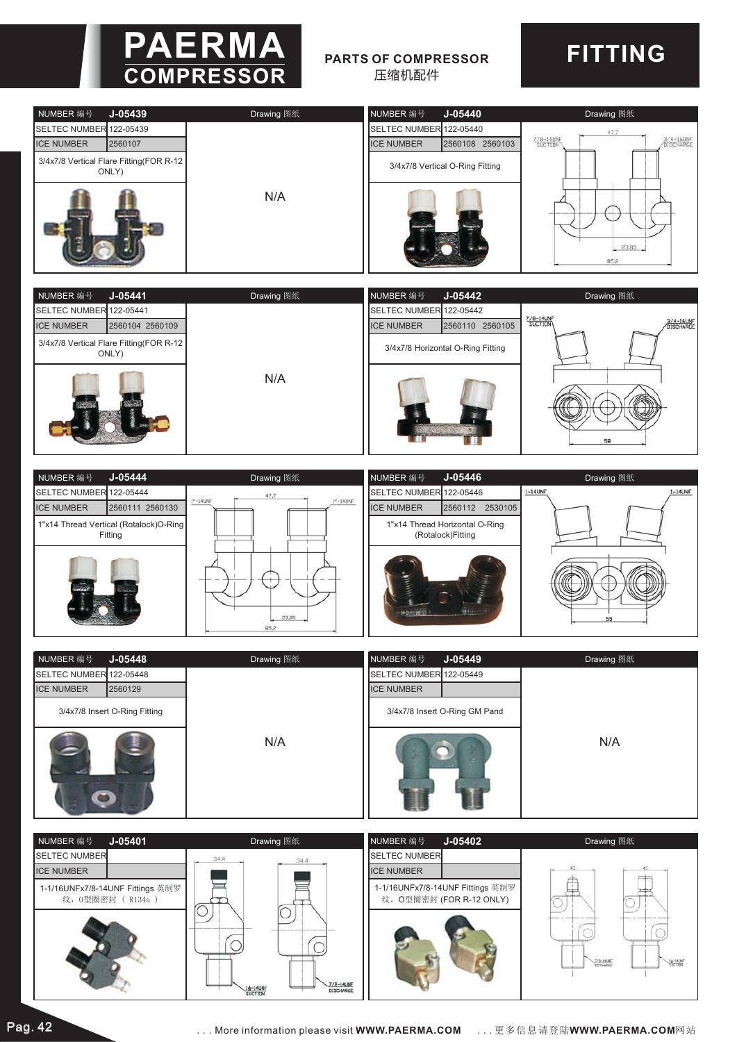# PAERMA COMPRESSOR

**PARTS OF COMPRESSOR**
压缩机配件

# FITTING

| NUMBER 编号 | J-05439 | Drawing 图纸 |
|---|---|---|
| SELTEC NUMBER | 122-05439 | N/A |
| ICE NUMBER | 2560107 | |
| 3/4x7/8 Vertical Flare Fitting(FOR R-12 ONLY) | | |

| NUMBER 编号 | J-05440 | Drawing 图纸 |
|---|---|---|
| SELTEC NUMBER | 122-05440 | 7/8-14UNF SUCTION, 3/4-16UNF DISCHARGE, 47.7, 23.85, 85.2 |
| ICE NUMBER | 2560108 2560103 | |
| 3/4x7/8 Vertical O-Ring Fitting | | |

| NUMBER 编号 | J-05441 | Drawing 图纸 |
|---|---|---|
| SELTEC NUMBER | 122-05441 | N/A |
| ICE NUMBER | 2560104 2560109 | |
| 3/4x7/8 Vertical Flare Fitting(FOR R-12 ONLY) | | |

| NUMBER 编号 | J-05442 | Drawing 图纸 |
|---|---|---|
| SELTEC NUMBER | 122-05442 | 7/8-14UNF SUCTION, 3/4-16UNF DISCHARGE, 58 |
| ICE NUMBER | 2560110 2560105 | |
| 3/4x7/8 Horizontal O-Ring Fitting | | |

| NUMBER 编号 | J-05444 | Drawing 图纸 |
|---|---|---|
| SELTEC NUMBER | 122-05444 | 1"-14UNF, 47.7, 23.85, 85.2 |
| ICE NUMBER | 2560111 2560130 | |
| 1"x14 Thread Vertical (Rotalock)O-Ring Fitting | | |

| NUMBER 编号 | J-05446 | Drawing 图纸 |
|---|---|---|
| SELTEC NUMBER | 122-05446 | 1-14UNF, 55 |
| ICE NUMBER | 2560112 2530105 | |
| 1"x14 Thread Horizontal O-Ring (Rotalock)Fitting | | |

| NUMBER 编号 | J-05448 | Drawing 图纸 |
|---|---|---|
| SELTEC NUMBER | 122-05448 | N/A |
| ICE NUMBER | 2560129 | |
| 3/4x7/8 Insert O-Ring Fitting | | |

| NUMBER 编号 | J-05449 | Drawing 图纸 |
|---|---|---|
| SELTEC NUMBER | 122-05449 | N/A |
| ICE NUMBER | | |
| 3/4x7/8 Insert O-Ring GM Pand | | |

| NUMBER 编号 | J-05401 | Drawing 图纸 |
|---|---|---|
| SELTEC NUMBER | | 34.4, 34.4, 1/2-14UNF SUCTION, 7/8-14UNF DISCHARGE |
| ICE NUMBER | | |
| 1-1/16UNFx7/8-14UNF Fittings 英制罗纹，O型圈密封（R134a） | | |

| NUMBER 编号 | J-05402 | Drawing 图纸 |
|---|---|---|
| SELTEC NUMBER | | 43, 43, 7/8-14UNF DISCHARGE, 1/2-14UNF SUCTION |
| ICE NUMBER | | |
| 1-1/16UNFx7/8-14UNF Fittings 英制罗纹，O型圈密封 (FOR R-12 ONLY) | | |

. . . More information please visit **WWW.PAERMA.COM** . . . 更多信息请登陆**WWW.PAERMA.COM**网站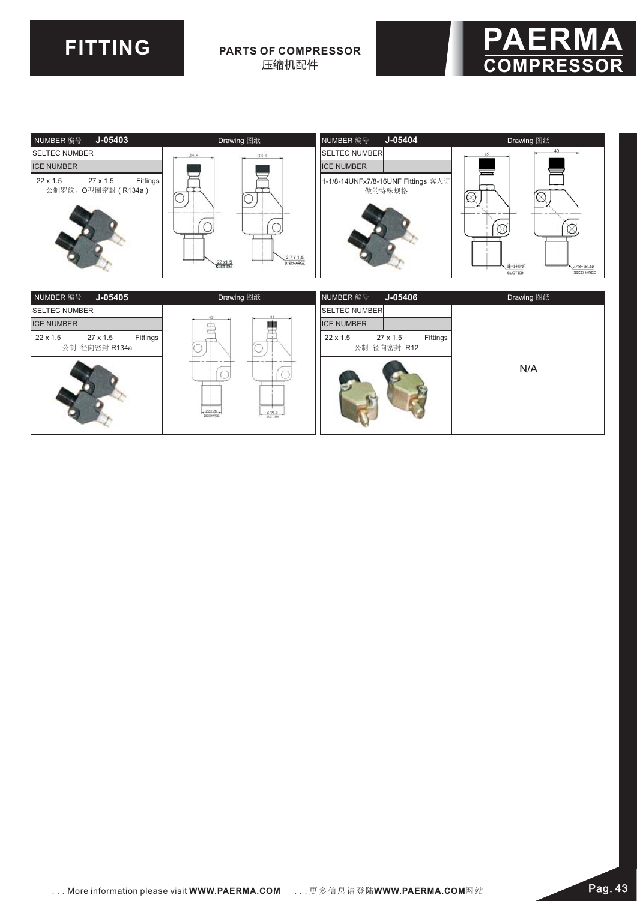# FITTING

**PARTS OF COMPRESSOR**
压缩机配件

**PAERMA COMPRESSOR**

| NUMBER 编号 | J-05403 | Drawing 图纸 |
|---|---|---|
| SELTEC NUMBER | | |
| ICE NUMBER | | |
| 22 x 1.5  27 x 1.5  Fittings 公制罗纹，O型圈密封 ( R134a ) | | 34.4 / 34.4 / 22 x1.5 SUCTION / 2.7 x 1.5 DISCHARGE |

| NUMBER 编号 | J-05404 | Drawing 图纸 |
|---|---|---|
| SELTEC NUMBER | | |
| ICE NUMBER | | |
| 1-1/8-14UNFx7/8-16UNF Fittings 客人订做的特殊规格 | | 43 / 43 / 1⅛-14UNF SUCTION / 7/8-16UNF DISCHARGE |

| NUMBER 编号 | J-05405 | Drawing 图纸 |
|---|---|---|
| SELTEC NUMBER | | |
| ICE NUMBER | | |
| 22 x 1.5  27 x 1.5  Fittings 公制 径向密封 R134a | | 43 / 43 / 22X1.5 DISCHARGE / 27X1.5 SUCTION |

| NUMBER 编号 | J-05406 | Drawing 图纸 |
|---|---|---|
| SELTEC NUMBER | | |
| ICE NUMBER | | |
| 22 x 1.5  27 x 1.5  Fittings 公制 径向密封 R12 | | N/A |

. . . More information please visit **WWW.PAERMA.COM** . . . 更多信息请登陆**WWW.PAERMA.COM**网站